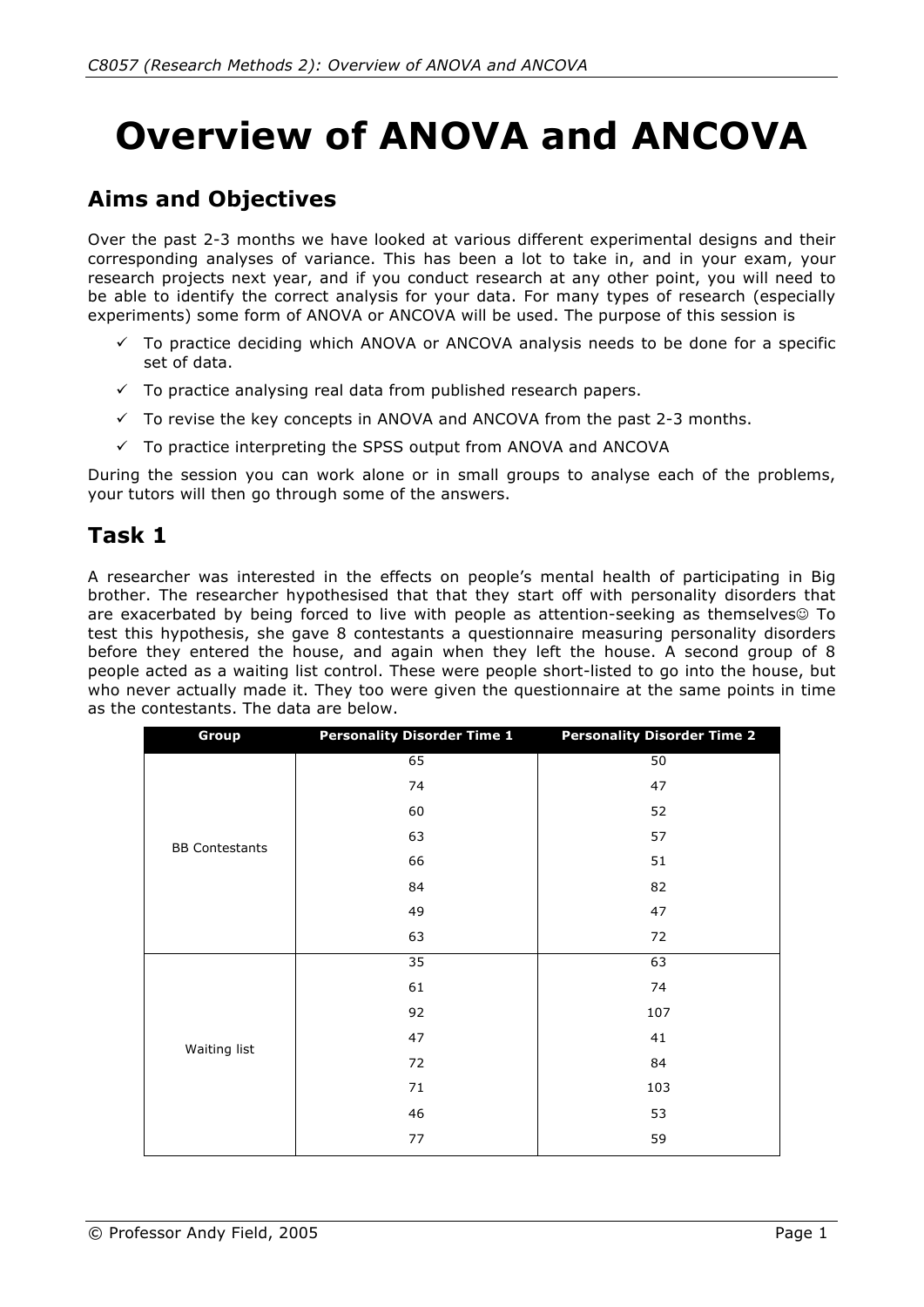# Overview of ANOVA and ANCOVA

## Aims and Objectives

Over the past 2-3 months we have looked at various different experimental designs and their corresponding analyses of variance. This has been a lot to take in, and in your exam, your research projects next year, and if you conduct research at any other point, you will need to be able to identify the correct analysis for your data. For many types of research (especially experiments) some form of ANOVA or ANCOVA will be used. The purpose of this session is

- ✓ To practice deciding which ANOVA or ANCOVA analysis needs to be done for a specific set of data.
- ✓ To practice analysing real data from published research papers.
- ✓ To revise the key concepts in ANOVA and ANCOVA from the past 2-3 months.
- ✓ To practice interpreting the SPSS output from ANOVA and ANCOVA

During the session you can work alone or in small groups to analyse each of the problems, your tutors will then go through some of the answers.

## Task 1

A researcher was interested in the effects on people's mental health of participating in Big brother. The researcher hypothesised that that they start off with personality disorders that are exacerbated by being forced to live with people as attention-seeking as themselves☺ To test this hypothesis, she gave 8 contestants a questionnaire measuring personality disorders before they entered the house, and again when they left the house. A second group of 8 people acted as a waiting list control. These were people short-listed to go into the house, but who never actually made it. They too were given the questionnaire at the same points in time as the contestants. The data are below.

| Group | Personality Disorder Time 1 | Personality Disorder Time 2 |
|---|---|---|
| BB Contestants | 65 | 50 |
| | 74 | 47 |
| | 60 | 52 |
| | 63 | 57 |
| | 66 | 51 |
| | 84 | 82 |
| | 49 | 47 |
| | 63 | 72 |
| Waiting list | 35 | 63 |
| | 61 | 74 |
| | 92 | 107 |
| | 47 | 41 |
| | 72 | 84 |
| | 71 | 103 |
| | 46 | 53 |
| | 77 | 59 |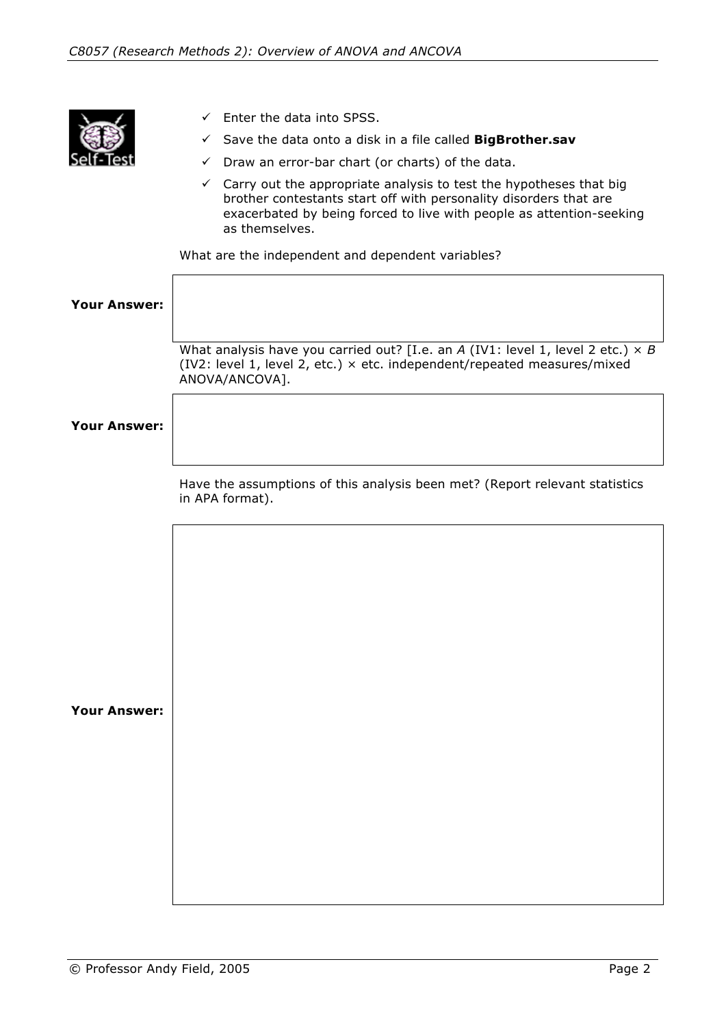- ✓ Enter the data into SPSS.
- ✓ Save the data onto a disk in a file called **BigBrother.sav**
- ✓ Draw an error-bar chart (or charts) of the data.
- ✓ Carry out the appropriate analysis to test the hypotheses that big brother contestants start off with personality disorders that are exacerbated by being forced to live with people as attention-seeking as themselves.

What are the independent and dependent variables?

**Your Answer:**

What analysis have you carried out? [I.e. an *A* (IV1: level 1, level 2 etc.) × *B* (IV2: level 1, level 2, etc.) × etc. independent/repeated measures/mixed ANOVA/ANCOVA].

**Your Answer:**

Have the assumptions of this analysis been met? (Report relevant statistics in APA format).

**Your Answer:**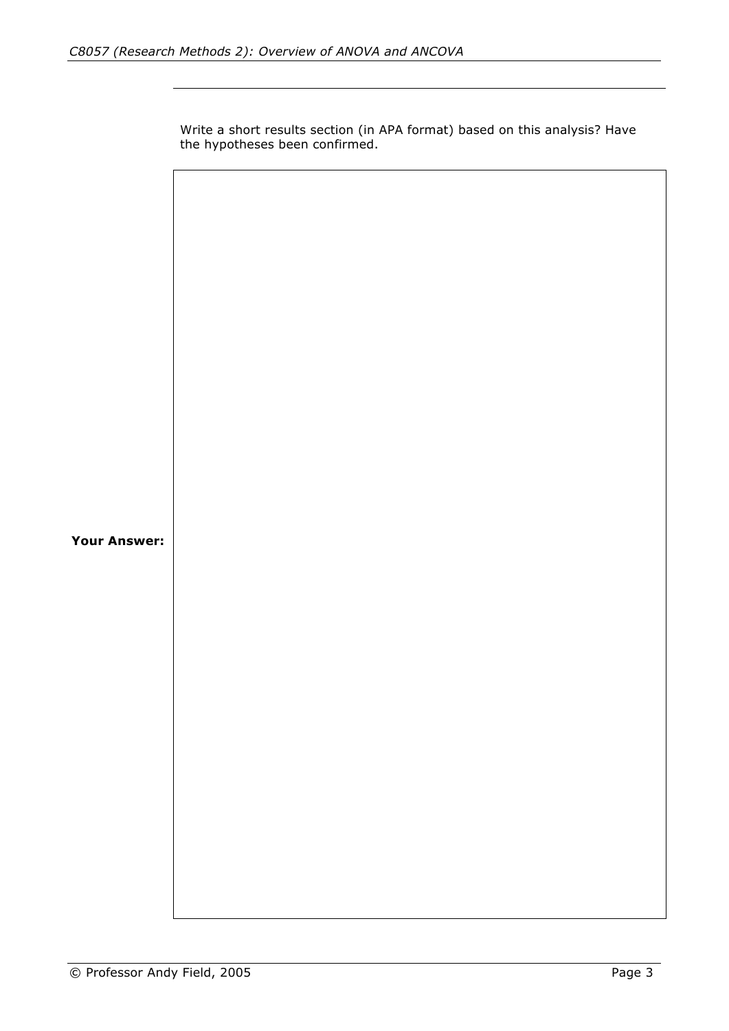Write a short results section (in APA format) based on this analysis? Have the hypotheses been confirmed.

**Your Answer:**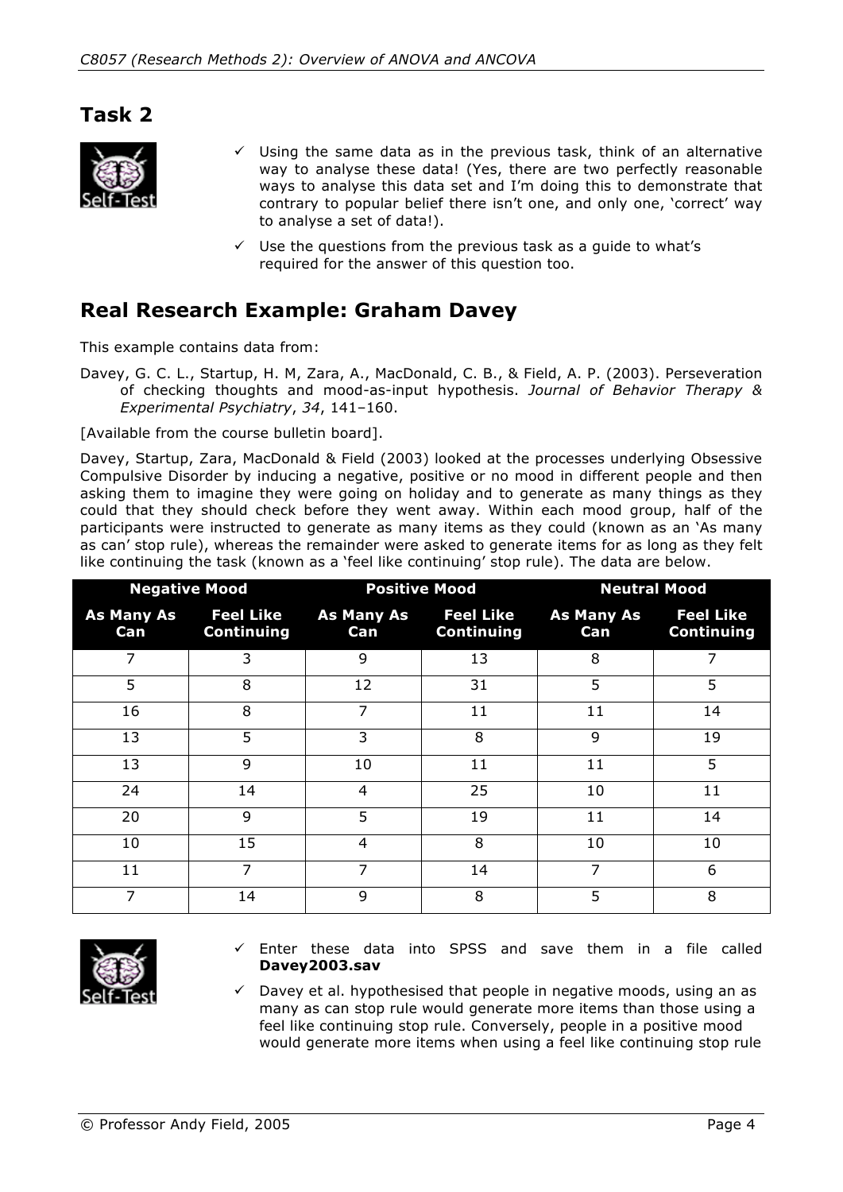## Task 2

- ✓ Using the same data as in the previous task, think of an alternative way to analyse these data! (Yes, there are two perfectly reasonable ways to analyse this data set and I'm doing this to demonstrate that contrary to popular belief there isn't one, and only one, 'correct' way to analyse a set of data!).
- ✓ Use the questions from the previous task as a guide to what's required for the answer of this question too.

## Real Research Example: Graham Davey

This example contains data from:

Davey, G. C. L., Startup, H. M, Zara, A., MacDonald, C. B., & Field, A. P. (2003). Perseveration of checking thoughts and mood-as-input hypothesis. *Journal of Behavior Therapy & Experimental Psychiatry*, *34*, 141–160.

[Available from the course bulletin board].

Davey, Startup, Zara, MacDonald & Field (2003) looked at the processes underlying Obsessive Compulsive Disorder by inducing a negative, positive or no mood in different people and then asking them to imagine they were going on holiday and to generate as many things as they could that they should check before they went away. Within each mood group, half of the participants were instructed to generate as many items as they could (known as an 'As many as can' stop rule), whereas the remainder were asked to generate items for as long as they felt like continuing the task (known as a 'feel like continuing' stop rule). The data are below.

| Negative Mood | | Positive Mood | | Neutral Mood | |
|---|---|---|---|---|---|
| As Many As Can | Feel Like Continuing | As Many As Can | Feel Like Continuing | As Many As Can | Feel Like Continuing |
| 7 | 3 | 9 | 13 | 8 | 7 |
| 5 | 8 | 12 | 31 | 5 | 5 |
| 16 | 8 | 7 | 11 | 11 | 14 |
| 13 | 5 | 3 | 8 | 9 | 19 |
| 13 | 9 | 10 | 11 | 11 | 5 |
| 24 | 14 | 4 | 25 | 10 | 11 |
| 20 | 9 | 5 | 19 | 11 | 14 |
| 10 | 15 | 4 | 8 | 10 | 10 |
| 11 | 7 | 7 | 14 | 7 | 6 |
| 7 | 14 | 9 | 8 | 5 | 8 |

- ✓ Enter these data into SPSS and save them in a file called **Davey2003.sav**
- ✓ Davey et al. hypothesised that people in negative moods, using an as many as can stop rule would generate more items than those using a feel like continuing stop rule. Conversely, people in a positive mood would generate more items when using a feel like continuing stop rule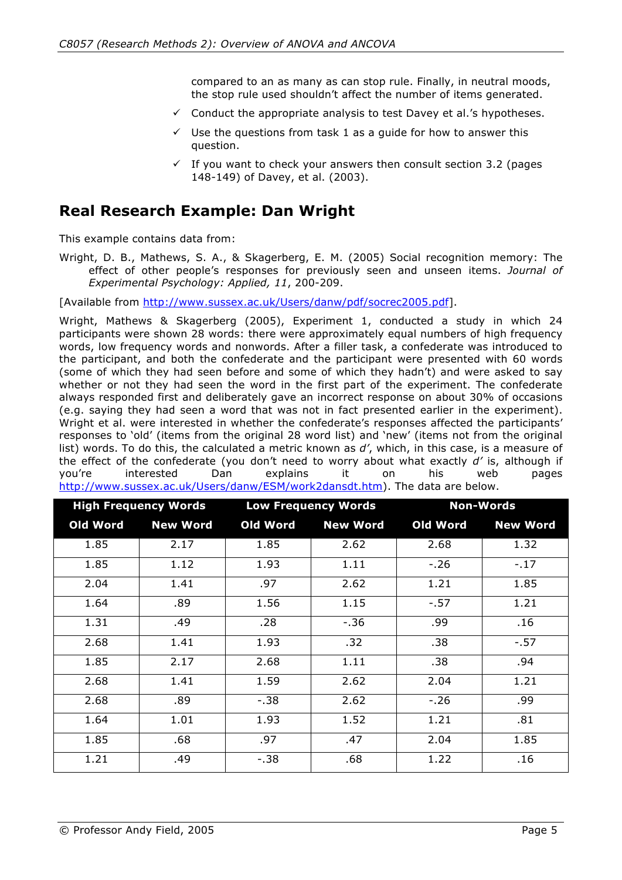compared to an as many as can stop rule. Finally, in neutral moods, the stop rule used shouldn't affect the number of items generated.

- ✓ Conduct the appropriate analysis to test Davey et al.'s hypotheses.
- ✓ Use the questions from task 1 as a guide for how to answer this question.
- ✓ If you want to check your answers then consult section 3.2 (pages 148-149) of Davey, et al. (2003).

## Real Research Example: Dan Wright

This example contains data from:

Wright, D. B., Mathews, S. A., & Skagerberg, E. M. (2005) Social recognition memory: The effect of other people's responses for previously seen and unseen items. *Journal of Experimental Psychology: Applied, 11*, 200-209.

[Available from http://www.sussex.ac.uk/Users/danw/pdf/socrec2005.pdf].

Wright, Mathews & Skagerberg (2005), Experiment 1, conducted a study in which 24 participants were shown 28 words: there were approximately equal numbers of high frequency words, low frequency words and nonwords. After a filler task, a confederate was introduced to the participant, and both the confederate and the participant were presented with 60 words (some of which they had seen before and some of which they hadn't) and were asked to say whether or not they had seen the word in the first part of the experiment. The confederate always responded first and deliberately gave an incorrect response on about 30% of occasions (e.g. saying they had seen a word that was not in fact presented earlier in the experiment). Wright et al. were interested in whether the confederate's responses affected the participants' responses to 'old' (items from the original 28 word list) and 'new' (items not from the original list) words. To do this, the calculated a metric known as *d'*, which, in this case, is a measure of the effect of the confederate (you don't need to worry about what exactly *d'* is, although if you're interested Dan explains it on his web pages http://www.sussex.ac.uk/Users/danw/ESM/work2dansdt.htm). The data are below.

| High Frequency Words | | Low Frequency Words | | Non-Words | |
|---|---|---|---|---|---|
| **Old Word** | **New Word** | **Old Word** | **New Word** | **Old Word** | **New Word** |
| 1.85 | 2.17 | 1.85 | 2.62 | 2.68 | 1.32 |
| 1.85 | 1.12 | 1.93 | 1.11 | -.26 | -.17 |
| 2.04 | 1.41 | .97 | 2.62 | 1.21 | 1.85 |
| 1.64 | .89 | 1.56 | 1.15 | -.57 | 1.21 |
| 1.31 | .49 | .28 | -.36 | .99 | .16 |
| 2.68 | 1.41 | 1.93 | .32 | .38 | -.57 |
| 1.85 | 2.17 | 2.68 | 1.11 | .38 | .94 |
| 2.68 | 1.41 | 1.59 | 2.62 | 2.04 | 1.21 |
| 2.68 | .89 | -.38 | 2.62 | -.26 | .99 |
| 1.64 | 1.01 | 1.93 | 1.52 | 1.21 | .81 |
| 1.85 | .68 | .97 | .47 | 2.04 | 1.85 |
| 1.21 | .49 | -.38 | .68 | 1.22 | .16 |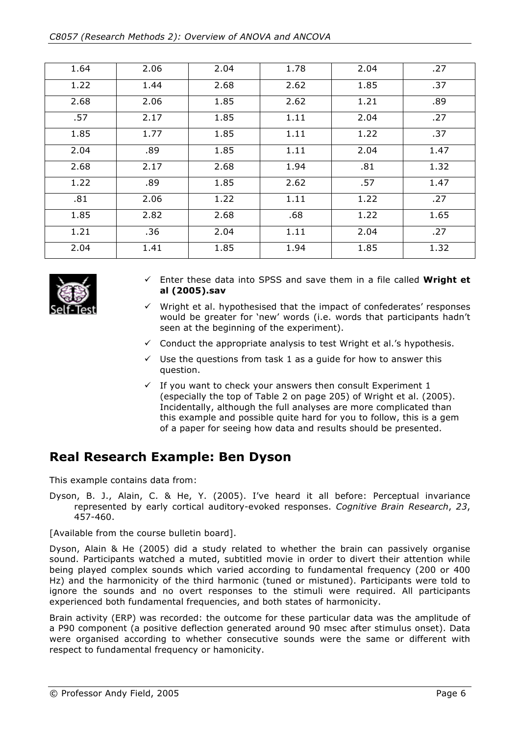| | | | | | |
|---|---|---|---|---|---|
| 1.64 | 2.06 | 2.04 | 1.78 | 2.04 | .27 |
| 1.22 | 1.44 | 2.68 | 2.62 | 1.85 | .37 |
| 2.68 | 2.06 | 1.85 | 2.62 | 1.21 | .89 |
| .57 | 2.17 | 1.85 | 1.11 | 2.04 | .27 |
| 1.85 | 1.77 | 1.85 | 1.11 | 1.22 | .37 |
| 2.04 | .89 | 1.85 | 1.11 | 2.04 | 1.47 |
| 2.68 | 2.17 | 2.68 | 1.94 | .81 | 1.32 |
| 1.22 | .89 | 1.85 | 2.62 | .57 | 1.47 |
| .81 | 2.06 | 1.22 | 1.11 | 1.22 | .27 |
| 1.85 | 2.82 | 2.68 | .68 | 1.22 | 1.65 |
| 1.21 | .36 | 2.04 | 1.11 | 2.04 | .27 |
| 2.04 | 1.41 | 1.85 | 1.94 | 1.85 | 1.32 |

Self-Test

- ✓ Enter these data into SPSS and save them in a file called **Wright et al (2005).sav**
- ✓ Wright et al. hypothesised that the impact of confederates' responses would be greater for 'new' words (i.e. words that participants hadn't seen at the beginning of the experiment).
- ✓ Conduct the appropriate analysis to test Wright et al.'s hypothesis.
- ✓ Use the questions from task 1 as a guide for how to answer this question.
- ✓ If you want to check your answers then consult Experiment 1 (especially the top of Table 2 on page 205) of Wright et al. (2005). Incidentally, although the full analyses are more complicated than this example and possible quite hard for you to follow, this is a gem of a paper for seeing how data and results should be presented.

## Real Research Example: Ben Dyson

This example contains data from:

Dyson, B. J., Alain, C. & He, Y. (2005). I've heard it all before: Perceptual invariance represented by early cortical auditory-evoked responses. *Cognitive Brain Research*, *23*, 457-460.

[Available from the course bulletin board].

Dyson, Alain & He (2005) did a study related to whether the brain can passively organise sound. Participants watched a muted, subtitled movie in order to divert their attention while being played complex sounds which varied according to fundamental frequency (200 or 400 Hz) and the harmonicity of the third harmonic (tuned or mistuned). Participants were told to ignore the sounds and no overt responses to the stimuli were required. All participants experienced both fundamental frequencies, and both states of harmonicity.

Brain activity (ERP) was recorded: the outcome for these particular data was the amplitude of a P90 component (a positive deflection generated around 90 msec after stimulus onset). Data were organised according to whether consecutive sounds were the same or different with respect to fundamental frequency or hamonicity.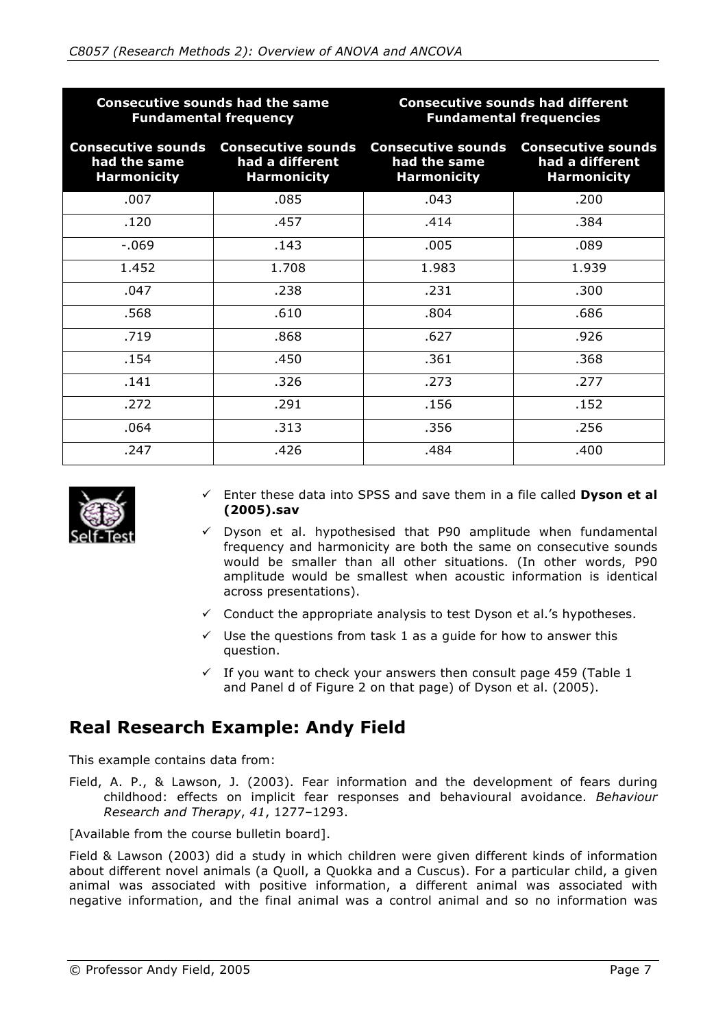| Consecutive sounds had the same Fundamental frequency | | Consecutive sounds had different Fundamental frequencies | |
|---|---|---|---|
| **Consecutive sounds had the same Harmonicity** | **Consecutive sounds had a different Harmonicity** | **Consecutive sounds had the same Harmonicity** | **Consecutive sounds had a different Harmonicity** |
| .007 | .085 | .043 | .200 |
| .120 | .457 | .414 | .384 |
| -.069 | .143 | .005 | .089 |
| 1.452 | 1.708 | 1.983 | 1.939 |
| .047 | .238 | .231 | .300 |
| .568 | .610 | .804 | .686 |
| .719 | .868 | .627 | .926 |
| .154 | .450 | .361 | .368 |
| .141 | .326 | .273 | .277 |
| .272 | .291 | .156 | .152 |
| .064 | .313 | .356 | .256 |
| .247 | .426 | .484 | .400 |

Self-Test

- ✓ Enter these data into SPSS and save them in a file called **Dyson et al (2005).sav**
- ✓ Dyson et al. hypothesised that P90 amplitude when fundamental frequency and harmonicity are both the same on consecutive sounds would be smaller than all other situations. (In other words, P90 amplitude would be smallest when acoustic information is identical across presentations).
- ✓ Conduct the appropriate analysis to test Dyson et al.'s hypotheses.
- ✓ Use the questions from task 1 as a guide for how to answer this question.
- ✓ If you want to check your answers then consult page 459 (Table 1 and Panel d of Figure 2 on that page) of Dyson et al. (2005).

## Real Research Example: Andy Field

This example contains data from:

Field, A. P., & Lawson, J. (2003). Fear information and the development of fears during childhood: effects on implicit fear responses and behavioural avoidance. *Behaviour Research and Therapy*, *41*, 1277–1293.

[Available from the course bulletin board].

Field & Lawson (2003) did a study in which children were given different kinds of information about different novel animals (a Quoll, a Quokka and a Cuscus). For a particular child, a given animal was associated with positive information, a different animal was associated with negative information, and the final animal was a control animal and so no information was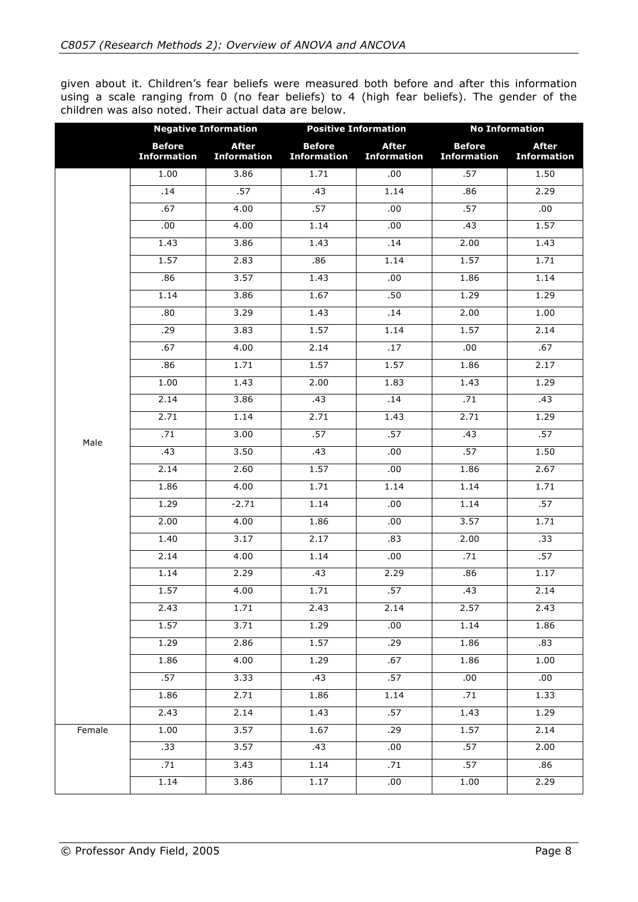given about it. Children's fear beliefs were measured both before and after this information using a scale ranging from 0 (no fear beliefs) to 4 (high fear beliefs). The gender of the children was also noted. Their actual data are below.

| | Negative Information | | Positive Information | | No Information | |
|---|---|---|---|---|---|---|
| | **Before Information** | **After Information** | **Before Information** | **After Information** | **Before Information** | **After Information** |
| Male | 1.00 | 3.86 | 1.71 | .00 | .57 | 1.50 |
| | .14 | .57 | .43 | 1.14 | .86 | 2.29 |
| | .67 | 4.00 | .57 | .00 | .57 | .00 |
| | .00 | 4.00 | 1.14 | .00 | .43 | 1.57 |
| | 1.43 | 3.86 | 1.43 | .14 | 2.00 | 1.43 |
| | 1.57 | 2.83 | .86 | 1.14 | 1.57 | 1.71 |
| | .86 | 3.57 | 1.43 | .00 | 1.86 | 1.14 |
| | 1.14 | 3.86 | 1.67 | .50 | 1.29 | 1.29 |
| | .80 | 3.29 | 1.43 | .14 | 2.00 | 1.00 |
| | .29 | 3.83 | 1.57 | 1.14 | 1.57 | 2.14 |
| | .67 | 4.00 | 2.14 | .17 | .00 | .67 |
| | .86 | 1.71 | 1.57 | 1.57 | 1.86 | 2.17 |
| | 1.00 | 1.43 | 2.00 | 1.83 | 1.43 | 1.29 |
| | 2.14 | 3.86 | .43 | .14 | .71 | .43 |
| | 2.71 | 1.14 | 2.71 | 1.43 | 2.71 | 1.29 |
| | .71 | 3.00 | .57 | .57 | .43 | .57 |
| | .43 | 3.50 | .43 | .00 | .57 | 1.50 |
| | 2.14 | 2.60 | 1.57 | .00 | 1.86 | 2.67 |
| | 1.86 | 4.00 | 1.71 | 1.14 | 1.14 | 1.71 |
| | 1.29 | -2.71 | 1.14 | .00 | 1.14 | .57 |
| | 2.00 | 4.00 | 1.86 | .00 | 3.57 | 1.71 |
| | 1.40 | 3.17 | 2.17 | .83 | 2.00 | .33 |
| | 2.14 | 4.00 | 1.14 | .00 | .71 | .57 |
| | 1.14 | 2.29 | .43 | 2.29 | .86 | 1.17 |
| | 1.57 | 4.00 | 1.71 | .57 | .43 | 2.14 |
| | 2.43 | 1.71 | 2.43 | 2.14 | 2.57 | 2.43 |
| | 1.57 | 3.71 | 1.29 | .00 | 1.14 | 1.86 |
| | 1.29 | 2.86 | 1.57 | .29 | 1.86 | .83 |
| | 1.86 | 4.00 | 1.29 | .67 | 1.86 | 1.00 |
| | .57 | 3.33 | .43 | .57 | .00 | .00 |
| | 1.86 | 2.71 | 1.86 | 1.14 | .71 | 1.33 |
| | 2.43 | 2.14 | 1.43 | .57 | 1.43 | 1.29 |
| Female | 1.00 | 3.57 | 1.67 | .29 | 1.57 | 2.14 |
| | .33 | 3.57 | .43 | .00 | .57 | 2.00 |
| | .71 | 3.43 | 1.14 | .71 | .57 | .86 |
| | 1.14 | 3.86 | 1.17 | .00 | 1.00 | 2.29 |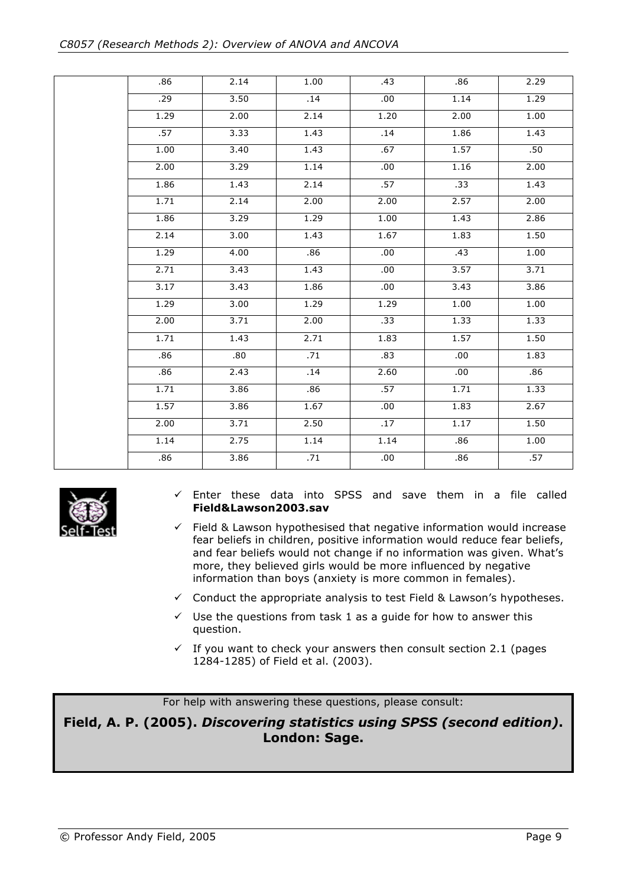| | | | | | | |
|---|---|---|---|---|---|---|
| | .86 | 2.14 | 1.00 | .43 | .86 | 2.29 |
| | .29 | 3.50 | .14 | .00 | 1.14 | 1.29 |
| | 1.29 | 2.00 | 2.14 | 1.20 | 2.00 | 1.00 |
| | .57 | 3.33 | 1.43 | .14 | 1.86 | 1.43 |
| | 1.00 | 3.40 | 1.43 | .67 | 1.57 | .50 |
| | 2.00 | 3.29 | 1.14 | .00 | 1.16 | 2.00 |
| | 1.86 | 1.43 | 2.14 | .57 | .33 | 1.43 |
| | 1.71 | 2.14 | 2.00 | 2.00 | 2.57 | 2.00 |
| | 1.86 | 3.29 | 1.29 | 1.00 | 1.43 | 2.86 |
| | 2.14 | 3.00 | 1.43 | 1.67 | 1.83 | 1.50 |
| | 1.29 | 4.00 | .86 | .00 | .43 | 1.00 |
| | 2.71 | 3.43 | 1.43 | .00 | 3.57 | 3.71 |
| | 3.17 | 3.43 | 1.86 | .00 | 3.43 | 3.86 |
| | 1.29 | 3.00 | 1.29 | 1.29 | 1.00 | 1.00 |
| | 2.00 | 3.71 | 2.00 | .33 | 1.33 | 1.33 |
| | 1.71 | 1.43 | 2.71 | 1.83 | 1.57 | 1.50 |
| | .86 | .80 | .71 | .83 | .00 | 1.83 |
| | .86 | 2.43 | .14 | 2.60 | .00 | .86 |
| | 1.71 | 3.86 | .86 | .57 | 1.71 | 1.33 |
| | 1.57 | 3.86 | 1.67 | .00 | 1.83 | 2.67 |
| | 2.00 | 3.71 | 2.50 | .17 | 1.17 | 1.50 |
| | 1.14 | 2.75 | 1.14 | 1.14 | .86 | 1.00 |
| | .86 | 3.86 | .71 | .00 | .86 | .57 |

Self-Test

- ✓ Enter these data into SPSS and save them in a file called **Field&Lawson2003.sav**
- ✓ Field & Lawson hypothesised that negative information would increase fear beliefs in children, positive information would reduce fear beliefs, and fear beliefs would not change if no information was given. What's more, they believed girls would be more influenced by negative information than boys (anxiety is more common in females).
- ✓ Conduct the appropriate analysis to test Field & Lawson's hypotheses.
- ✓ Use the questions from task 1 as a guide for how to answer this question.
- ✓ If you want to check your answers then consult section 2.1 (pages 1284-1285) of Field et al. (2003).

For help with answering these questions, please consult:

**Field, A. P. (2005). *Discovering statistics using SPSS (second edition)*. London: Sage.**